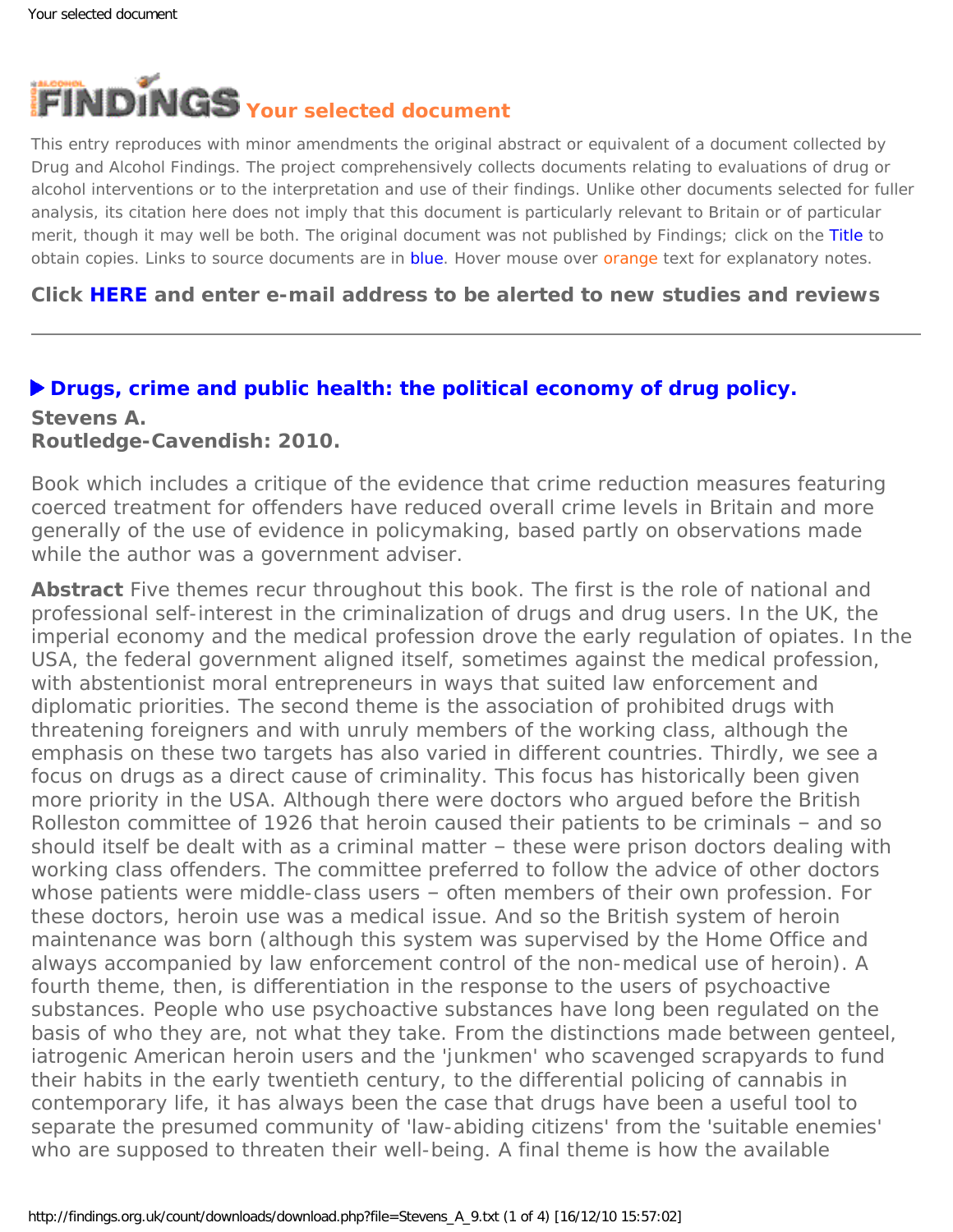# FINDINGS Your selected document

This entry reproduces with minor amendments the original abstract or equivalent of a document collected by Drug and Alcohol Findings. The project comprehensively collects documents relating to evaluations of drug or alcohol interventions or to the interpretation and use of their findings. Unlike other documents selected for fuller analysis, its citation here does not imply that this document is particularly relevant to Britain or of particular merit, though it may well be both. The original document was not published by Findings; click on the Title to obtain copies. Links to source documents are in blue. Hover mouse over orange text for explanatory notes.

**Click HERE and enter e-mail address to be alerted to new studies and reviews**

---

## ▶ Drugs, crime and public health: the political economy of drug policy.

**Stevens A.**
**Routledge-Cavendish: 2010.**

Book which includes a critique of the evidence that crime reduction measures featuring coerced treatment for offenders have reduced overall crime levels in Britain and more generally of the use of evidence in policymaking, based partly on observations made while the author was a government adviser.

**Abstract** Five themes recur throughout this book. The first is the role of national and professional self-interest in the criminalization of drugs and drug users. In the UK, the imperial economy and the medical profession drove the early regulation of opiates. In the USA, the federal government aligned itself, sometimes against the medical profession, with abstentionist moral entrepreneurs in ways that suited law enforcement and diplomatic priorities. The second theme is the association of prohibited drugs with threatening foreigners and with unruly members of the working class, although the emphasis on these two targets has also varied in different countries. Thirdly, we see a focus on drugs as a direct cause of criminality. This focus has historically been given more priority in the USA. Although there were doctors who argued before the British Rolleston committee of 1926 that heroin caused their patients to be criminals – and so should itself be dealt with as a criminal matter – these were prison doctors dealing with working class offenders. The committee preferred to follow the advice of other doctors whose patients were middle-class users – often members of their own profession. For these doctors, heroin use was a medical issue. And so the British system of heroin maintenance was born (although this system was supervised by the Home Office and always accompanied by law enforcement control of the non-medical use of heroin). A fourth theme, then, is differentiation in the response to the users of psychoactive substances. People who use psychoactive substances have long been regulated on the basis of who they are, not what they take. From the distinctions made between genteel, iatrogenic American heroin users and the 'junkmen' who scavenged scrapyards to fund their habits in the early twentieth century, to the differential policing of cannabis in contemporary life, it has always been the case that drugs have been a useful tool to separate the presumed community of 'law-abiding citizens' from the 'suitable enemies' who are supposed to threaten their well-being. A final theme is how the available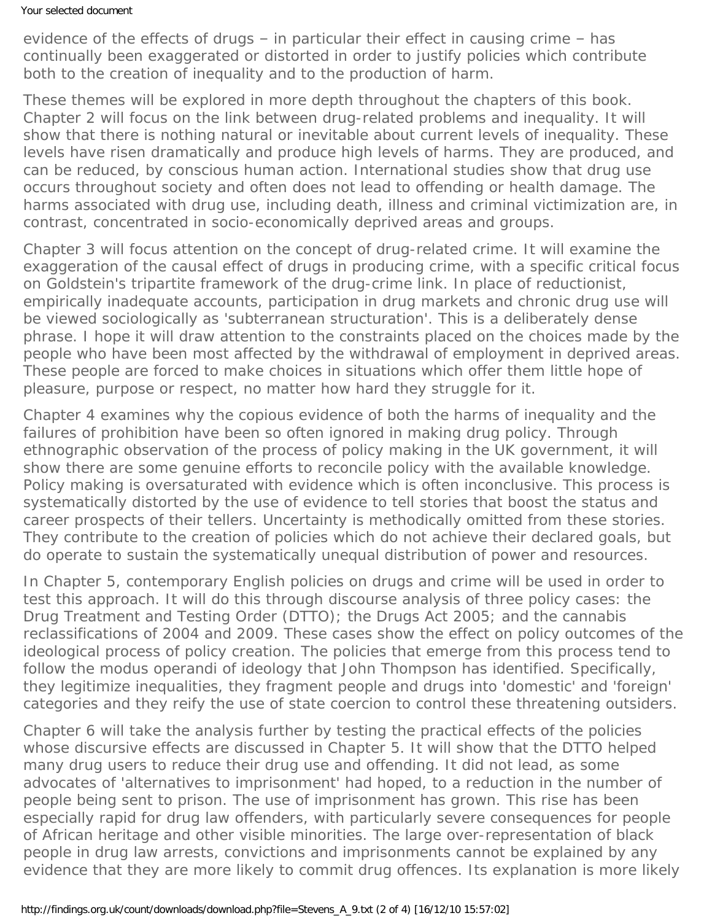evidence of the effects of drugs – in particular their effect in causing crime – has continually been exaggerated or distorted in order to justify policies which contribute both to the creation of inequality and to the production of harm.

These themes will be explored in more depth throughout the chapters of this book. Chapter 2 will focus on the link between drug-related problems and inequality. It will show that there is nothing natural or inevitable about current levels of inequality. These levels have risen dramatically and produce high levels of harms. They are produced, and can be reduced, by conscious human action. International studies show that drug use occurs throughout society and often does not lead to offending or health damage. The harms associated with drug use, including death, illness and criminal victimization are, in contrast, concentrated in socio-economically deprived areas and groups.

Chapter 3 will focus attention on the concept of drug-related crime. It will examine the exaggeration of the causal effect of drugs in producing crime, with a specific critical focus on Goldstein's tripartite framework of the drug-crime link. In place of reductionist, empirically inadequate accounts, participation in drug markets and chronic drug use will be viewed sociologically as 'subterranean structuration'. This is a deliberately dense phrase. I hope it will draw attention to the constraints placed on the choices made by the people who have been most affected by the withdrawal of employment in deprived areas. These people are forced to make choices in situations which offer them little hope of pleasure, purpose or respect, no matter how hard they struggle for it.

Chapter 4 examines why the copious evidence of both the harms of inequality and the failures of prohibition have been so often ignored in making drug policy. Through ethnographic observation of the process of policy making in the UK government, it will show there are some genuine efforts to reconcile policy with the available knowledge. Policy making is oversaturated with evidence which is often inconclusive. This process is systematically distorted by the use of evidence to tell stories that boost the status and career prospects of their tellers. Uncertainty is methodically omitted from these stories. They contribute to the creation of policies which do not achieve their declared goals, but do operate to sustain the systematically unequal distribution of power and resources.

In Chapter 5, contemporary English policies on drugs and crime will be used in order to test this approach. It will do this through discourse analysis of three policy cases: the Drug Treatment and Testing Order (DTTO); the Drugs Act 2005; and the cannabis reclassifications of 2004 and 2009. These cases show the effect on policy outcomes of the ideological process of policy creation. The policies that emerge from this process tend to follow the modus operandi of ideology that John Thompson has identified. Specifically, they legitimize inequalities, they fragment people and drugs into 'domestic' and 'foreign' categories and they reify the use of state coercion to control these threatening outsiders.

Chapter 6 will take the analysis further by testing the practical effects of the policies whose discursive effects are discussed in Chapter 5. It will show that the DTTO helped many drug users to reduce their drug use and offending. It did not lead, as some advocates of 'alternatives to imprisonment' had hoped, to a reduction in the number of people being sent to prison. The use of imprisonment has grown. This rise has been especially rapid for drug law offenders, with particularly severe consequences for people of African heritage and other visible minorities. The large over-representation of black people in drug law arrests, convictions and imprisonments cannot be explained by any evidence that they are more likely to commit drug offences. Its explanation is more likely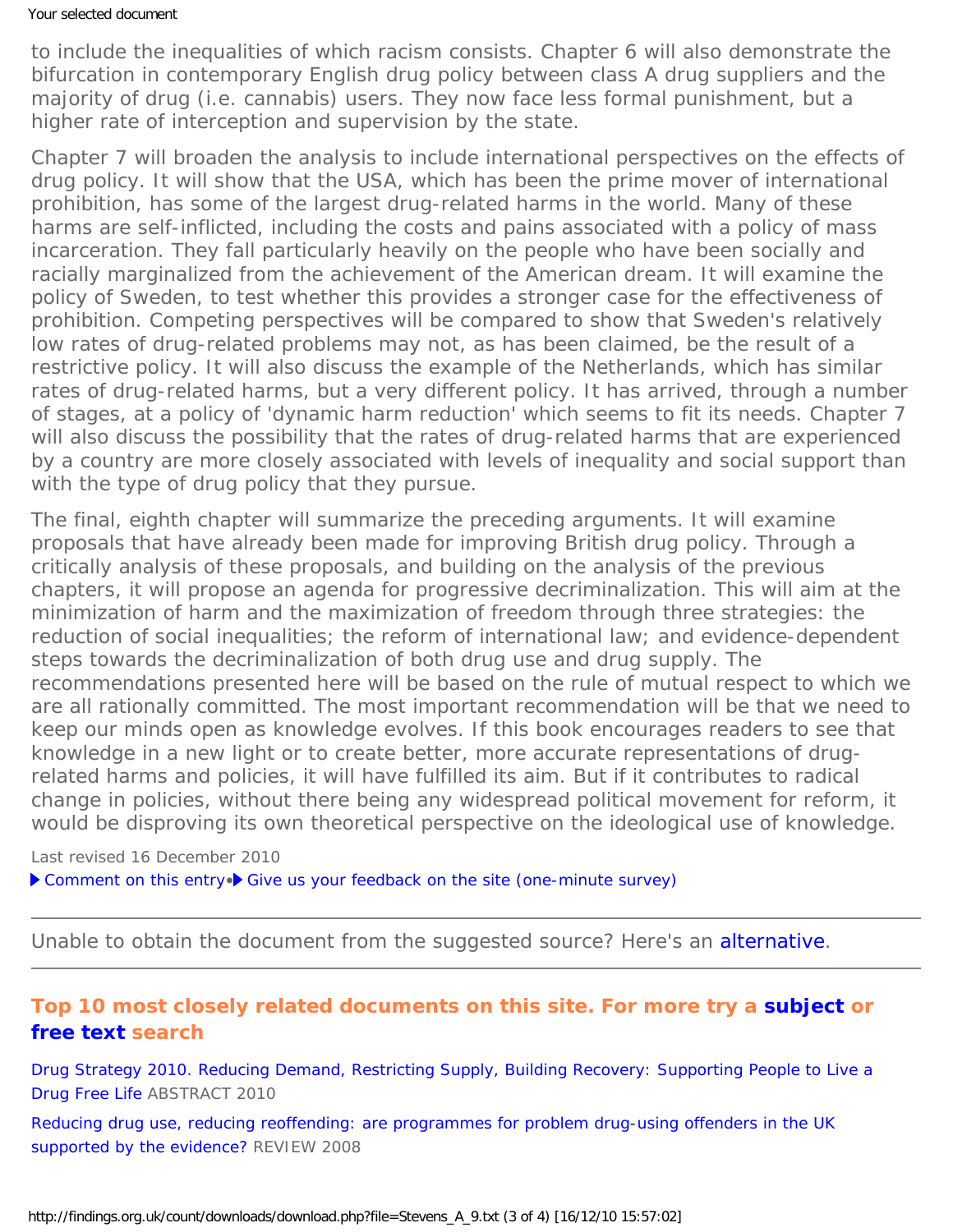to include the inequalities of which racism consists. Chapter 6 will also demonstrate the bifurcation in contemporary English drug policy between class A drug suppliers and the majority of drug (i.e. cannabis) users. They now face less formal punishment, but a higher rate of interception and supervision by the state.

Chapter 7 will broaden the analysis to include international perspectives on the effects of drug policy. It will show that the USA, which has been the prime mover of international prohibition, has some of the largest drug-related harms in the world. Many of these harms are self-inflicted, including the costs and pains associated with a policy of mass incarceration. They fall particularly heavily on the people who have been socially and racially marginalized from the achievement of the American dream. It will examine the policy of Sweden, to test whether this provides a stronger case for the effectiveness of prohibition. Competing perspectives will be compared to show that Sweden's relatively low rates of drug-related problems may not, as has been claimed, be the result of a restrictive policy. It will also discuss the example of the Netherlands, which has similar rates of drug-related harms, but a very different policy. It has arrived, through a number of stages, at a policy of 'dynamic harm reduction' which seems to fit its needs. Chapter 7 will also discuss the possibility that the rates of drug-related harms that are experienced by a country are more closely associated with levels of inequality and social support than with the type of drug policy that they pursue.

The final, eighth chapter will summarize the preceding arguments. It will examine proposals that have already been made for improving British drug policy. Through a critically analysis of these proposals, and building on the analysis of the previous chapters, it will propose an agenda for progressive decriminalization. This will aim at the minimization of harm and the maximization of freedom through three strategies: the reduction of social inequalities; the reform of international law; and evidence-dependent steps towards the decriminalization of both drug use and drug supply. The recommendations presented here will be based on the rule of mutual respect to which we are all rationally committed. The most important recommendation will be that we need to keep our minds open as knowledge evolves. If this book encourages readers to see that knowledge in a new light or to create better, more accurate representations of drug-related harms and policies, it will have fulfilled its aim. But if it contributes to radical change in policies, without there being any widespread political movement for reform, it would be disproving its own theoretical perspective on the ideological use of knowledge.

Last revised 16 December 2010

▶ Comment on this entry • ▶ Give us your feedback on the site (one-minute survey)

---

Unable to obtain the document from the suggested source? Here's an alternative.

---

**Top 10 most closely related documents on this site. For more try a subject or free text search**

Drug Strategy 2010. Reducing Demand, Restricting Supply, Building Recovery: Supporting People to Live a Drug Free Life ABSTRACT 2010

Reducing drug use, reducing reoffending: are programmes for problem drug-using offenders in the UK supported by the evidence? REVIEW 2008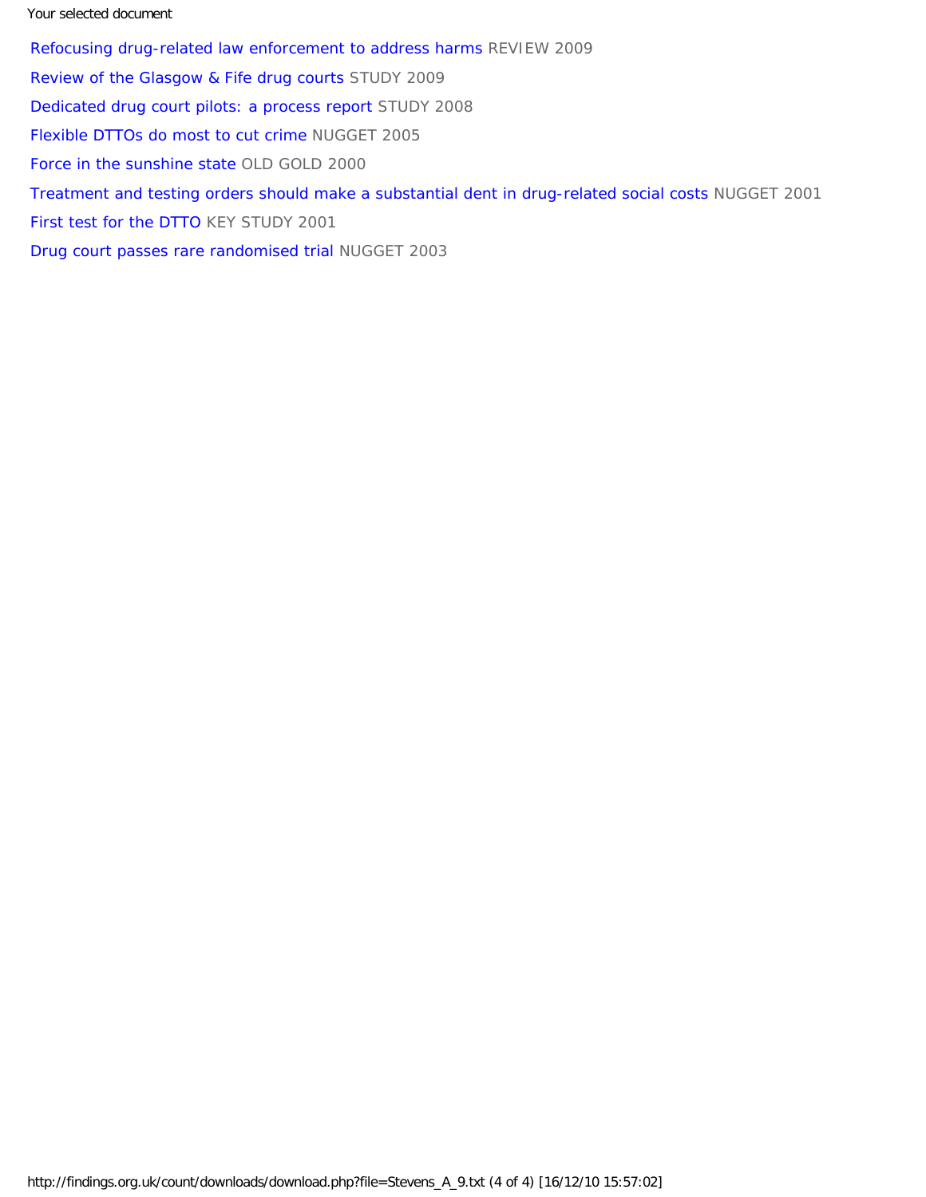Your selected document

Refocusing drug-related law enforcement to address harms REVIEW 2009

Review of the Glasgow & Fife drug courts STUDY 2009

Dedicated drug court pilots: a process report STUDY 2008

Flexible DTTOs do most to cut crime NUGGET 2005

Force in the sunshine state OLD GOLD 2000

Treatment and testing orders should make a substantial dent in drug-related social costs NUGGET 2001

First test for the DTTO KEY STUDY 2001

Drug court passes rare randomised trial NUGGET 2003